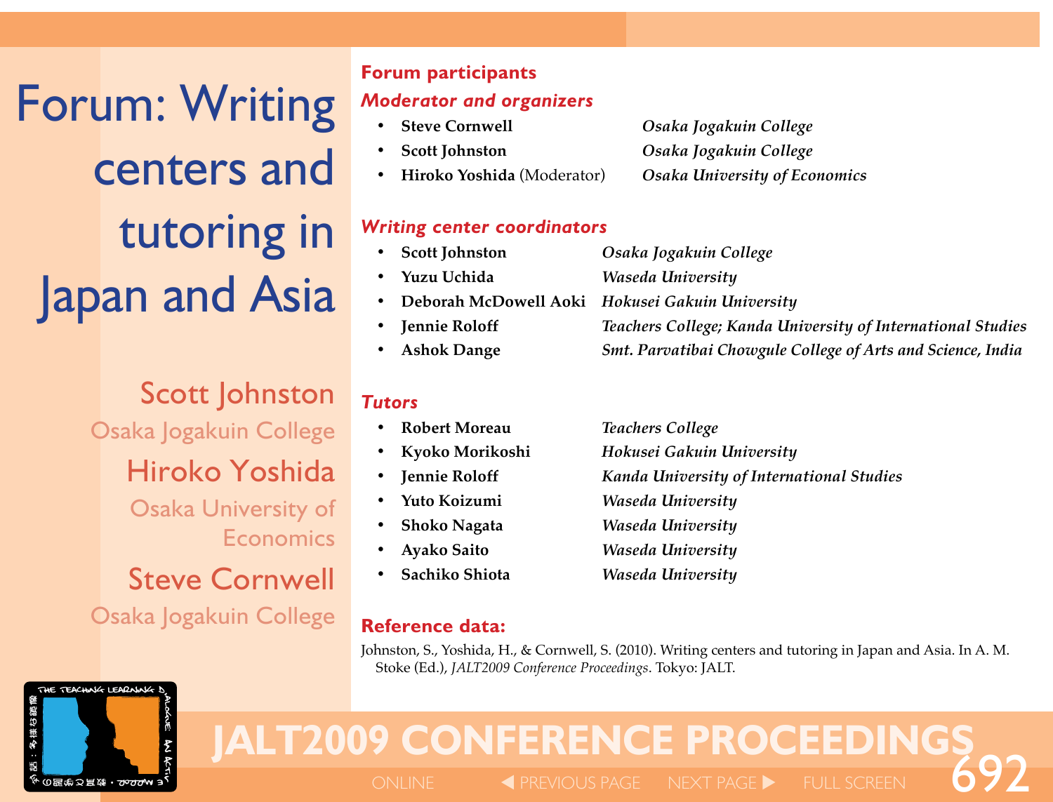# Forum: Writing centers and tutoring in Japan and Asia

Scott Johnston
Osaka Jogakuin College

Hiroko Yoshida
Osaka University of Economics

Steve Cornwell
Osaka Jogakuin College

## Forum participants

### *Moderator and organizers*

- **Steve Cornwell** *Osaka Jogakuin College*
- **Scott Johnston** *Osaka Jogakuin College*
- **Hiroko Yoshida** (Moderator) *Osaka University of Economics*

### *Writing center coordinators*

- **Scott Johnston** *Osaka Jogakuin College*
- **Yuzu Uchida** *Waseda University*
- **Deborah McDowell Aoki** *Hokusei Gakuin University*
- **Jennie Roloff** *Teachers College; Kanda University of International Studies*
- **Ashok Dange** *Smt. Parvatibai Chowgule College of Arts and Science, India*

### *Tutors*

- **Robert Moreau** *Teachers College*
- **Kyoko Morikoshi** *Hokusei Gakuin University*
- **Jennie Roloff** *Kanda University of International Studies*
- **Yuto Koizumi** *Waseda University*
- **Shoko Nagata** *Waseda University*
- **Ayako Saito** *Waseda University*
- **Sachiko Shiota** *Waseda University*

## Reference data:

Johnston, S., Yoshida, H., & Cornwell, S. (2010). Writing centers and tutoring in Japan and Asia. In A. M. Stoke (Ed.), *JALT2009 Conference Proceedings*. Tokyo: JALT.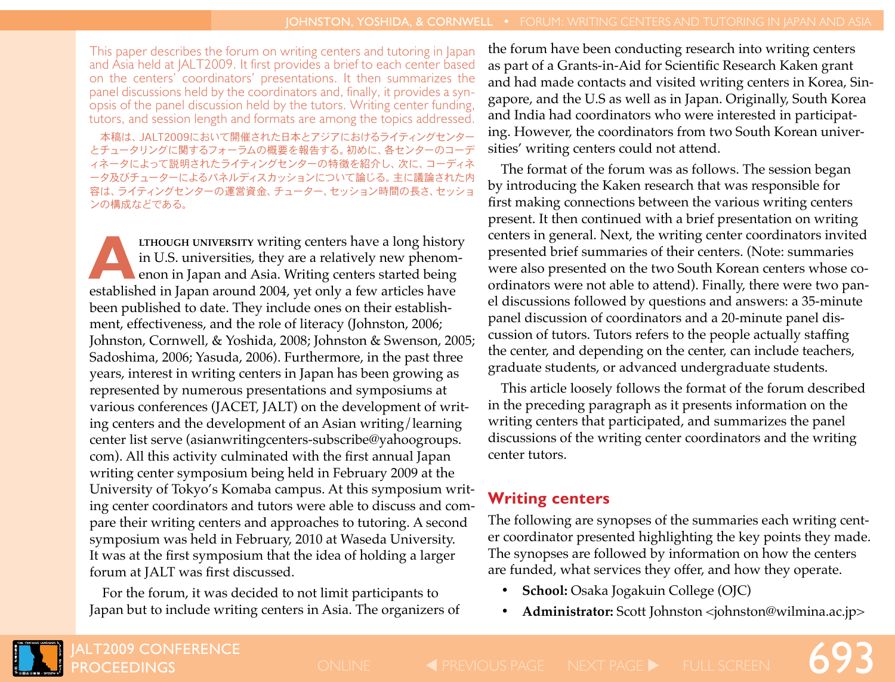This paper describes the forum on writing centers and tutoring in Japan and Asia held at JALT2009. It first provides a brief to each center based on the centers' coordinators' presentations. It then summarizes the panel discussions held by the coordinators and, finally, it provides a synopsis of the panel discussion held by the tutors. Writing center funding, tutors, and session length and formats are among the topics addressed.

本稿は、JALT2009において開催された日本とアジアにおけるライティングセンターとチュータリングに関するフォーラムの概要を報告する。初めに、各センターのコーディネータによって説明されたライティングセンターの特徴を紹介し、次に、コーディネータ及びチューターによるパネルディスカッションについて論じる。主に議論された内容は、ライティングセンターの運営資金、チューター、セッション時間の長さ、セッションの構成などである。

Although university writing centers have a long history in U.S. universities, they are a relatively new phenomenon in Japan and Asia. Writing centers started being established in Japan around 2004, yet only a few articles have been published to date. They include ones on their establishment, effectiveness, and the role of literacy (Johnston, 2006; Johnston, Cornwell, & Yoshida, 2008; Johnston & Swenson, 2005; Sadoshima, 2006; Yasuda, 2006). Furthermore, in the past three years, interest in writing centers in Japan has been growing as represented by numerous presentations and symposiums at various conferences (JACET, JALT) on the development of writing centers and the development of an Asian writing/learning center list serve (asianwritingcenters-subscribe@yahoogroups.com). All this activity culminated with the first annual Japan writing center symposium being held in February 2009 at the University of Tokyo's Komaba campus. At this symposium writing center coordinators and tutors were able to discuss and compare their writing centers and approaches to tutoring. A second symposium was held in February, 2010 at Waseda University. It was at the first symposium that the idea of holding a larger forum at JALT was first discussed.

For the forum, it was decided to not limit participants to Japan but to include writing centers in Asia. The organizers of the forum have been conducting research into writing centers as part of a Grants-in-Aid for Scientific Research Kaken grant and had made contacts and visited writing centers in Korea, Singapore, and the U.S as well as in Japan. Originally, South Korea and India had coordinators who were interested in participating. However, the coordinators from two South Korean universities' writing centers could not attend.

The format of the forum was as follows. The session began by introducing the Kaken research that was responsible for first making connections between the various writing centers present. It then continued with a brief presentation on writing centers in general. Next, the writing center coordinators invited presented brief summaries of their centers. (Note: summaries were also presented on the two South Korean centers whose coordinators were not able to attend). Finally, there were two panel discussions followed by questions and answers: a 35-minute panel discussion of coordinators and a 20-minute panel discussion of tutors. Tutors refers to the people actually staffing the center, and depending on the center, can include teachers, graduate students, or advanced undergraduate students.

This article loosely follows the format of the forum described in the preceding paragraph as it presents information on the writing centers that participated, and summarizes the panel discussions of the writing center coordinators and the writing center tutors.

## Writing centers

The following are synopses of the summaries each writing center coordinator presented highlighting the key points they made. The synopses are followed by information on how the centers are funded, what services they offer, and how they operate.

- **School:** Osaka Jogakuin College (OJC)
- **Administrator:** Scott Johnston <johnston@wilmina.ac.jp>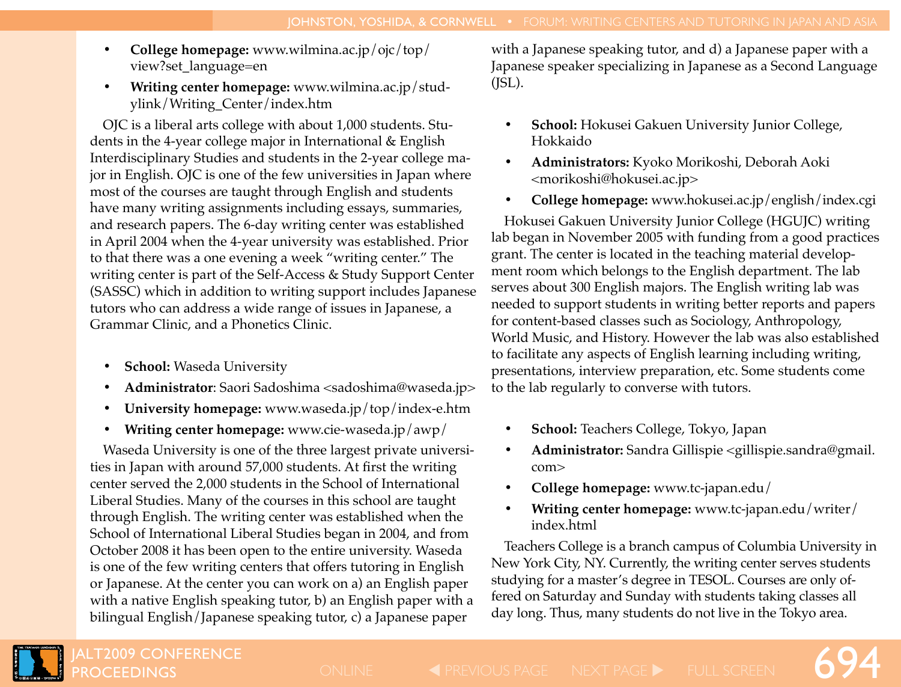- **College homepage:** www.wilmina.ac.jp/ojc/top/view?set_language=en
- **Writing center homepage:** www.wilmina.ac.jp/studylink/Writing_Center/index.htm

OJC is a liberal arts college with about 1,000 students. Students in the 4-year college major in International & English Interdisciplinary Studies and students in the 2-year college major in English. OJC is one of the few universities in Japan where most of the courses are taught through English and students have many writing assignments including essays, summaries, and research papers. The 6-day writing center was established in April 2004 when the 4-year university was established. Prior to that there was a one evening a week "writing center." The writing center is part of the Self-Access & Study Support Center (SASSC) which in addition to writing support includes Japanese tutors who can address a wide range of issues in Japanese, a Grammar Clinic, and a Phonetics Clinic.

- **School:** Waseda University
- **Administrator**: Saori Sadoshima <sadoshima@waseda.jp>
- **University homepage:** www.waseda.jp/top/index-e.htm
- **Writing center homepage:** www.cie-waseda.jp/awp/

Waseda University is one of the three largest private universities in Japan with around 57,000 students. At first the writing center served the 2,000 students in the School of International Liberal Studies. Many of the courses in this school are taught through English. The writing center was established when the School of International Liberal Studies began in 2004, and from October 2008 it has been open to the entire university. Waseda is one of the few writing centers that offers tutoring in English or Japanese. At the center you can work on a) an English paper with a native English speaking tutor, b) an English paper with a bilingual English/Japanese speaking tutor, c) a Japanese paper with a Japanese speaking tutor, and d) a Japanese paper with a Japanese speaker specializing in Japanese as a Second Language (JSL).

- **School:** Hokusei Gakuen University Junior College, Hokkaido
- **Administrators:** Kyoko Morikoshi, Deborah Aoki <morikoshi@hokusei.ac.jp>
- **College homepage:** www.hokusei.ac.jp/english/index.cgi

Hokusei Gakuen University Junior College (HGUJC) writing lab began in November 2005 with funding from a good practices grant. The center is located in the teaching material development room which belongs to the English department. The lab serves about 300 English majors. The English writing lab was needed to support students in writing better reports and papers for content-based classes such as Sociology, Anthropology, World Music, and History. However the lab was also established to facilitate any aspects of English learning including writing, presentations, interview preparation, etc. Some students come to the lab regularly to converse with tutors.

- **School:** Teachers College, Tokyo, Japan
- **Administrator:** Sandra Gillispie <gillispie.sandra@gmail.com>
- **College homepage:** www.tc-japan.edu/
- **Writing center homepage:** www.tc-japan.edu/writer/index.html

Teachers College is a branch campus of Columbia University in New York City, NY. Currently, the writing center serves students studying for a master's degree in TESOL. Courses are only offered on Saturday and Sunday with students taking classes all day long. Thus, many students do not live in the Tokyo area.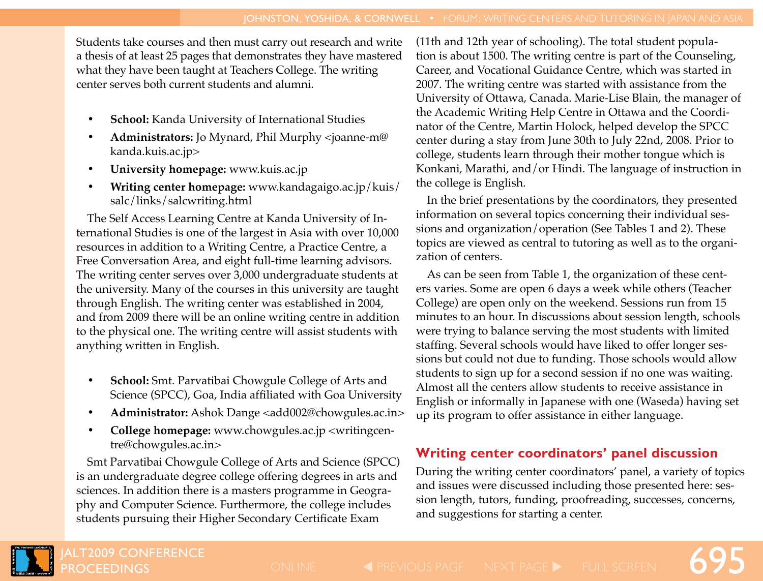Students take courses and then must carry out research and write a thesis of at least 25 pages that demonstrates they have mastered what they have been taught at Teachers College. The writing center serves both current students and alumni.

- **School:** Kanda University of International Studies
- **Administrators:** Jo Mynard, Phil Murphy <joanne-m@kanda.kuis.ac.jp>
- **University homepage:** www.kuis.ac.jp
- **Writing center homepage:** www.kandagaigo.ac.jp/kuis/salc/links/salcwriting.html

The Self Access Learning Centre at Kanda University of International Studies is one of the largest in Asia with over 10,000 resources in addition to a Writing Centre, a Practice Centre, a Free Conversation Area, and eight full-time learning advisors. The writing center serves over 3,000 undergraduate students at the university. Many of the courses in this university are taught through English. The writing center was established in 2004, and from 2009 there will be an online writing centre in addition to the physical one. The writing centre will assist students with anything written in English.

- **School:** Smt. Parvatibai Chowgule College of Arts and Science (SPCC), Goa, India affiliated with Goa University
- **Administrator:** Ashok Dange <add002@chowgules.ac.in>
- **College homepage:** www.chowgules.ac.jp <writingcentre@chowgules.ac.in>

Smt Parvatibai Chowgule College of Arts and Science (SPCC) is an undergraduate degree college offering degrees in arts and sciences. In addition there is a masters programme in Geography and Computer Science. Furthermore, the college includes students pursuing their Higher Secondary Certificate Exam (11th and 12th year of schooling). The total student population is about 1500. The writing centre is part of the Counseling, Career, and Vocational Guidance Centre, which was started in 2007. The writing centre was started with assistance from the University of Ottawa, Canada. Marie-Lise Blain, the manager of the Academic Writing Help Centre in Ottawa and the Coordinator of the Centre, Martin Holock, helped develop the SPCC center during a stay from June 30th to July 22nd, 2008. Prior to college, students learn through their mother tongue which is Konkani, Marathi, and/or Hindi. The language of instruction in the college is English.

In the brief presentations by the coordinators, they presented information on several topics concerning their individual sessions and organization/operation (See Tables 1 and 2). These topics are viewed as central to tutoring as well as to the organization of centers.

As can be seen from Table 1, the organization of these centers varies. Some are open 6 days a week while others (Teacher College) are open only on the weekend. Sessions run from 15 minutes to an hour. In discussions about session length, schools were trying to balance serving the most students with limited staffing. Several schools would have liked to offer longer sessions but could not due to funding. Those schools would allow students to sign up for a second session if no one was waiting. Almost all the centers allow students to receive assistance in English or informally in Japanese with one (Waseda) having set up its program to offer assistance in either language.

## Writing center coordinators' panel discussion

During the writing center coordinators' panel, a variety of topics and issues were discussed including those presented here: session length, tutors, funding, proofreading, successes, concerns, and suggestions for starting a center.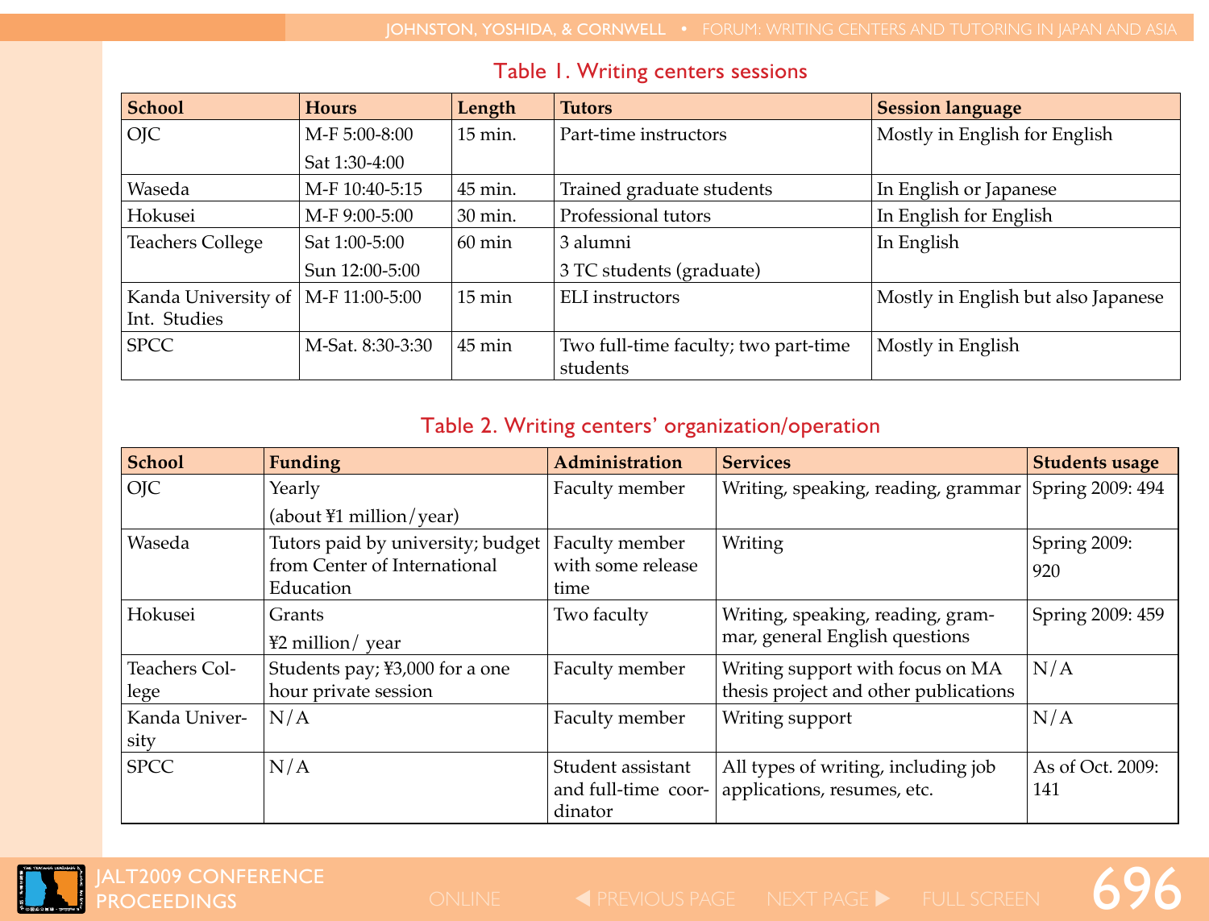Table 1. Writing centers sessions

| School | Hours | Length | Tutors | Session language |
|---|---|---|---|---|
| OJC | M-F 5:00-8:00<br>Sat 1:30-4:00 | 15 min. | Part-time instructors | Mostly in English for English |
| Waseda | M-F 10:40-5:15 | 45 min. | Trained graduate students | In English or Japanese |
| Hokusei | M-F 9:00-5:00 | 30 min. | Professional tutors | In English for English |
| Teachers College | Sat 1:00-5:00<br>Sun 12:00-5:00 | 60 min | 3 alumni<br>3 TC students (graduate) | In English |
| Kanda University of Int. Studies | M-F 11:00-5:00 | 15 min | ELI instructors | Mostly in English but also Japanese |
| SPCC | M-Sat. 8:30-3:30 | 45 min | Two full-time faculty; two part-time students | Mostly in English |

Table 2. Writing centers' organization/operation

| School | Funding | Administration | Services | Students usage |
|---|---|---|---|---|
| OJC | Yearly<br>(about ¥1 million/year) | Faculty member | Writing, speaking, reading, grammar | Spring 2009: 494 |
| Waseda | Tutors paid by university; budget from Center of International Education | Faculty member with some release time | Writing | Spring 2009: 920 |
| Hokusei | Grants<br>¥2 million/ year | Two faculty | Writing, speaking, reading, grammar, general English questions | Spring 2009: 459 |
| Teachers College | Students pay; ¥3,000 for a one hour private session | Faculty member | Writing support with focus on MA thesis project and other publications | N/A |
| Kanda University | N/A | Faculty member | Writing support | N/A |
| SPCC | N/A | Student assistant and full-time coordinator | All types of writing, including job applications, resumes, etc. | As of Oct. 2009: 141 |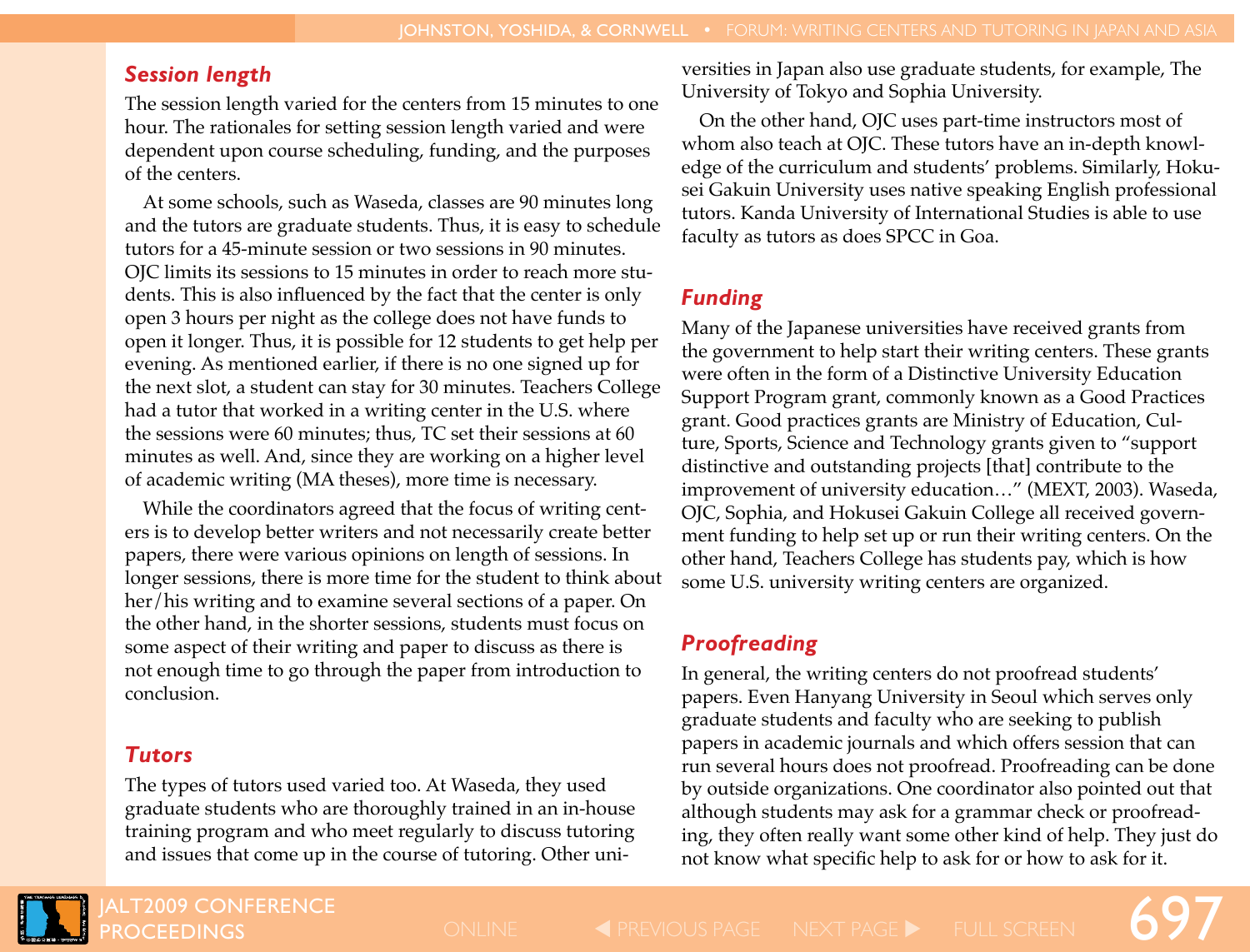### Session length

The session length varied for the centers from 15 minutes to one hour. The rationales for setting session length varied and were dependent upon course scheduling, funding, and the purposes of the centers.

At some schools, such as Waseda, classes are 90 minutes long and the tutors are graduate students. Thus, it is easy to schedule tutors for a 45-minute session or two sessions in 90 minutes. OJC limits its sessions to 15 minutes in order to reach more students. This is also influenced by the fact that the center is only open 3 hours per night as the college does not have funds to open it longer. Thus, it is possible for 12 students to get help per evening. As mentioned earlier, if there is no one signed up for the next slot, a student can stay for 30 minutes. Teachers College had a tutor that worked in a writing center in the U.S. where the sessions were 60 minutes; thus, TC set their sessions at 60 minutes as well. And, since they are working on a higher level of academic writing (MA theses), more time is necessary.

While the coordinators agreed that the focus of writing centers is to develop better writers and not necessarily create better papers, there were various opinions on length of sessions. In longer sessions, there is more time for the student to think about her/his writing and to examine several sections of a paper. On the other hand, in the shorter sessions, students must focus on some aspect of their writing and paper to discuss as there is not enough time to go through the paper from introduction to conclusion.

### Tutors

The types of tutors used varied too. At Waseda, they used graduate students who are thoroughly trained in an in-house training program and who meet regularly to discuss tutoring and issues that come up in the course of tutoring. Other universities in Japan also use graduate students, for example, The University of Tokyo and Sophia University.

On the other hand, OJC uses part-time instructors most of whom also teach at OJC. These tutors have an in-depth knowledge of the curriculum and students' problems. Similarly, Hokusei Gakuin University uses native speaking English professional tutors. Kanda University of International Studies is able to use faculty as tutors as does SPCC in Goa.

### Funding

Many of the Japanese universities have received grants from the government to help start their writing centers. These grants were often in the form of a Distinctive University Education Support Program grant, commonly known as a Good Practices grant. Good practices grants are Ministry of Education, Culture, Sports, Science and Technology grants given to "support distinctive and outstanding projects [that] contribute to the improvement of university education…" (MEXT, 2003). Waseda, OJC, Sophia, and Hokusei Gakuin College all received government funding to help set up or run their writing centers. On the other hand, Teachers College has students pay, which is how some U.S. university writing centers are organized.

### Proofreading

In general, the writing centers do not proofread students' papers. Even Hanyang University in Seoul which serves only graduate students and faculty who are seeking to publish papers in academic journals and which offers session that can run several hours does not proofread. Proofreading can be done by outside organizations. One coordinator also pointed out that although students may ask for a grammar check or proofreading, they often really want some other kind of help. They just do not know what specific help to ask for or how to ask for it.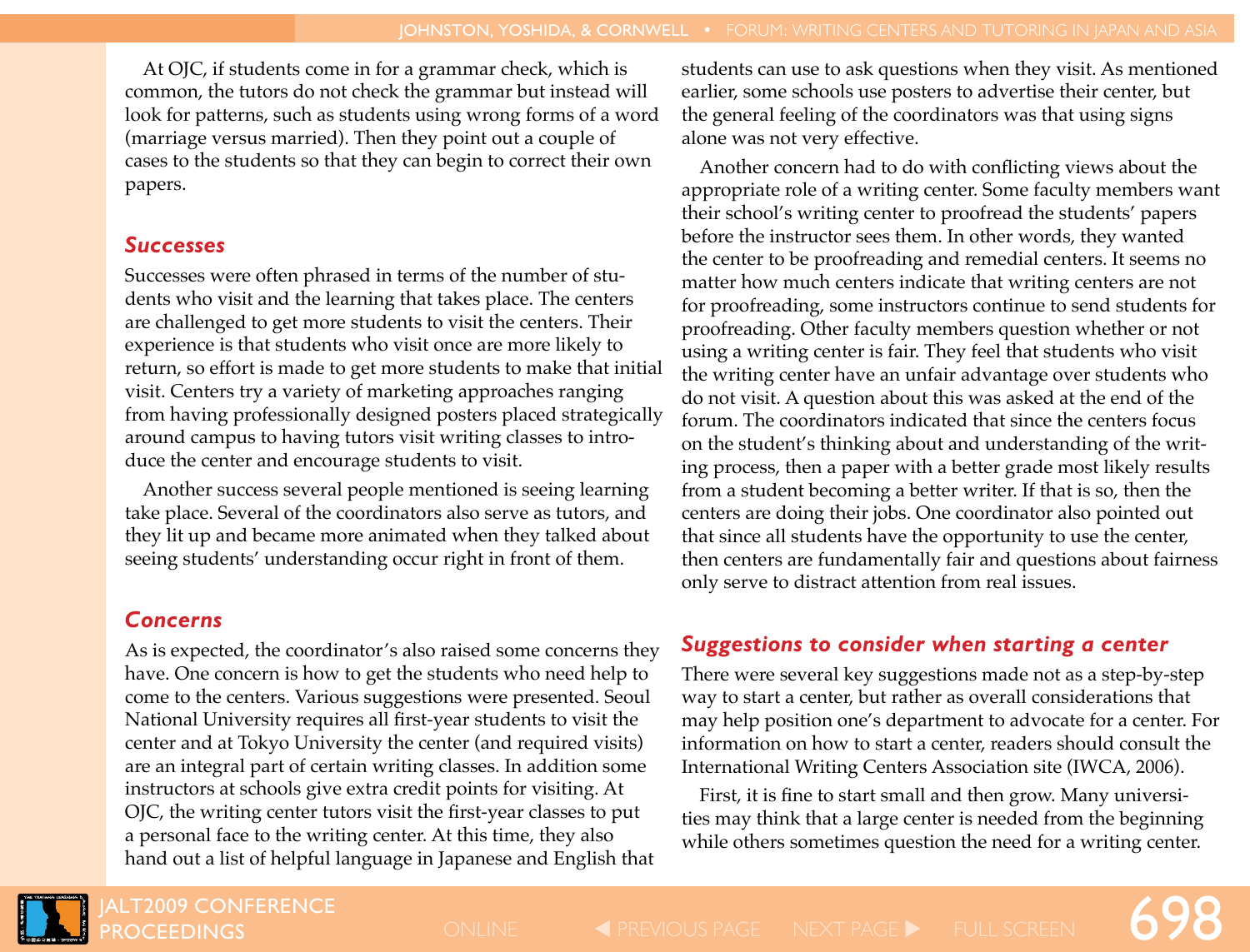At OJC, if students come in for a grammar check, which is common, the tutors do not check the grammar but instead will look for patterns, such as students using wrong forms of a word (marriage versus married). Then they point out a couple of cases to the students so that they can begin to correct their own papers.

### Successes

Successes were often phrased in terms of the number of students who visit and the learning that takes place. The centers are challenged to get more students to visit the centers. Their experience is that students who visit once are more likely to return, so effort is made to get more students to make that initial visit. Centers try a variety of marketing approaches ranging from having professionally designed posters placed strategically around campus to having tutors visit writing classes to introduce the center and encourage students to visit.

Another success several people mentioned is seeing learning take place. Several of the coordinators also serve as tutors, and they lit up and became more animated when they talked about seeing students' understanding occur right in front of them.

### Concerns

As is expected, the coordinator's also raised some concerns they have. One concern is how to get the students who need help to come to the centers. Various suggestions were presented. Seoul National University requires all first-year students to visit the center and at Tokyo University the center (and required visits) are an integral part of certain writing classes. In addition some instructors at schools give extra credit points for visiting. At OJC, the writing center tutors visit the first-year classes to put a personal face to the writing center. At this time, they also hand out a list of helpful language in Japanese and English that students can use to ask questions when they visit. As mentioned earlier, some schools use posters to advertise their center, but the general feeling of the coordinators was that using signs alone was not very effective.

Another concern had to do with conflicting views about the appropriate role of a writing center. Some faculty members want their school's writing center to proofread the students' papers before the instructor sees them. In other words, they wanted the center to be proofreading and remedial centers. It seems no matter how much centers indicate that writing centers are not for proofreading, some instructors continue to send students for proofreading. Other faculty members question whether or not using a writing center is fair. They feel that students who visit the writing center have an unfair advantage over students who do not visit. A question about this was asked at the end of the forum. The coordinators indicated that since the centers focus on the student's thinking about and understanding of the writing process, then a paper with a better grade most likely results from a student becoming a better writer. If that is so, then the centers are doing their jobs. One coordinator also pointed out that since all students have the opportunity to use the center, then centers are fundamentally fair and questions about fairness only serve to distract attention from real issues.

### Suggestions to consider when starting a center

There were several key suggestions made not as a step-by-step way to start a center, but rather as overall considerations that may help position one's department to advocate for a center. For information on how to start a center, readers should consult the International Writing Centers Association site (IWCA, 2006).

First, it is fine to start small and then grow. Many universities may think that a large center is needed from the beginning while others sometimes question the need for a writing center.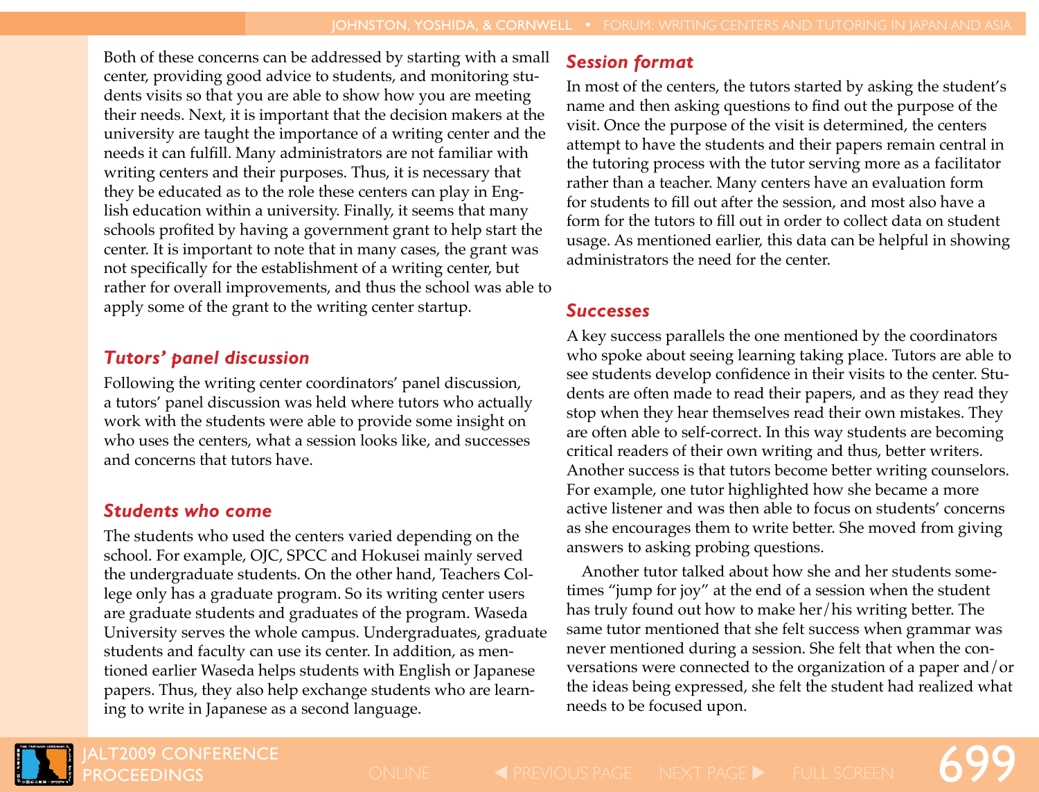Both of these concerns can be addressed by starting with a small center, providing good advice to students, and monitoring students visits so that you are able to show how you are meeting their needs. Next, it is important that the decision makers at the university are taught the importance of a writing center and the needs it can fulfill. Many administrators are not familiar with writing centers and their purposes. Thus, it is necessary that they be educated as to the role these centers can play in English education within a university. Finally, it seems that many schools profited by having a government grant to help start the center. It is important to note that in many cases, the grant was not specifically for the establishment of a writing center, but rather for overall improvements, and thus the school was able to apply some of the grant to the writing center startup.

### *Tutors' panel discussion*

Following the writing center coordinators' panel discussion, a tutors' panel discussion was held where tutors who actually work with the students were able to provide some insight on who uses the centers, what a session looks like, and successes and concerns that tutors have.

### *Students who come*

The students who used the centers varied depending on the school. For example, OJC, SPCC and Hokusei mainly served the undergraduate students. On the other hand, Teachers College only has a graduate program. So its writing center users are graduate students and graduates of the program. Waseda University serves the whole campus. Undergraduates, graduate students and faculty can use its center. In addition, as mentioned earlier Waseda helps students with English or Japanese papers. Thus, they also help exchange students who are learning to write in Japanese as a second language.

### *Session format*

In most of the centers, the tutors started by asking the student's name and then asking questions to find out the purpose of the visit. Once the purpose of the visit is determined, the centers attempt to have the students and their papers remain central in the tutoring process with the tutor serving more as a facilitator rather than a teacher. Many centers have an evaluation form for students to fill out after the session, and most also have a form for the tutors to fill out in order to collect data on student usage. As mentioned earlier, this data can be helpful in showing administrators the need for the center.

### *Successes*

A key success parallels the one mentioned by the coordinators who spoke about seeing learning taking place. Tutors are able to see students develop confidence in their visits to the center. Students are often made to read their papers, and as they read they stop when they hear themselves read their own mistakes. They are often able to self-correct. In this way students are becoming critical readers of their own writing and thus, better writers. Another success is that tutors become better writing counselors. For example, one tutor highlighted how she became a more active listener and was then able to focus on students' concerns as she encourages them to write better. She moved from giving answers to asking probing questions.

Another tutor talked about how she and her students sometimes "jump for joy" at the end of a session when the student has truly found out how to make her/his writing better. The same tutor mentioned that she felt success when grammar was never mentioned during a session. She felt that when the conversations were connected to the organization of a paper and/or the ideas being expressed, she felt the student had realized what needs to be focused upon.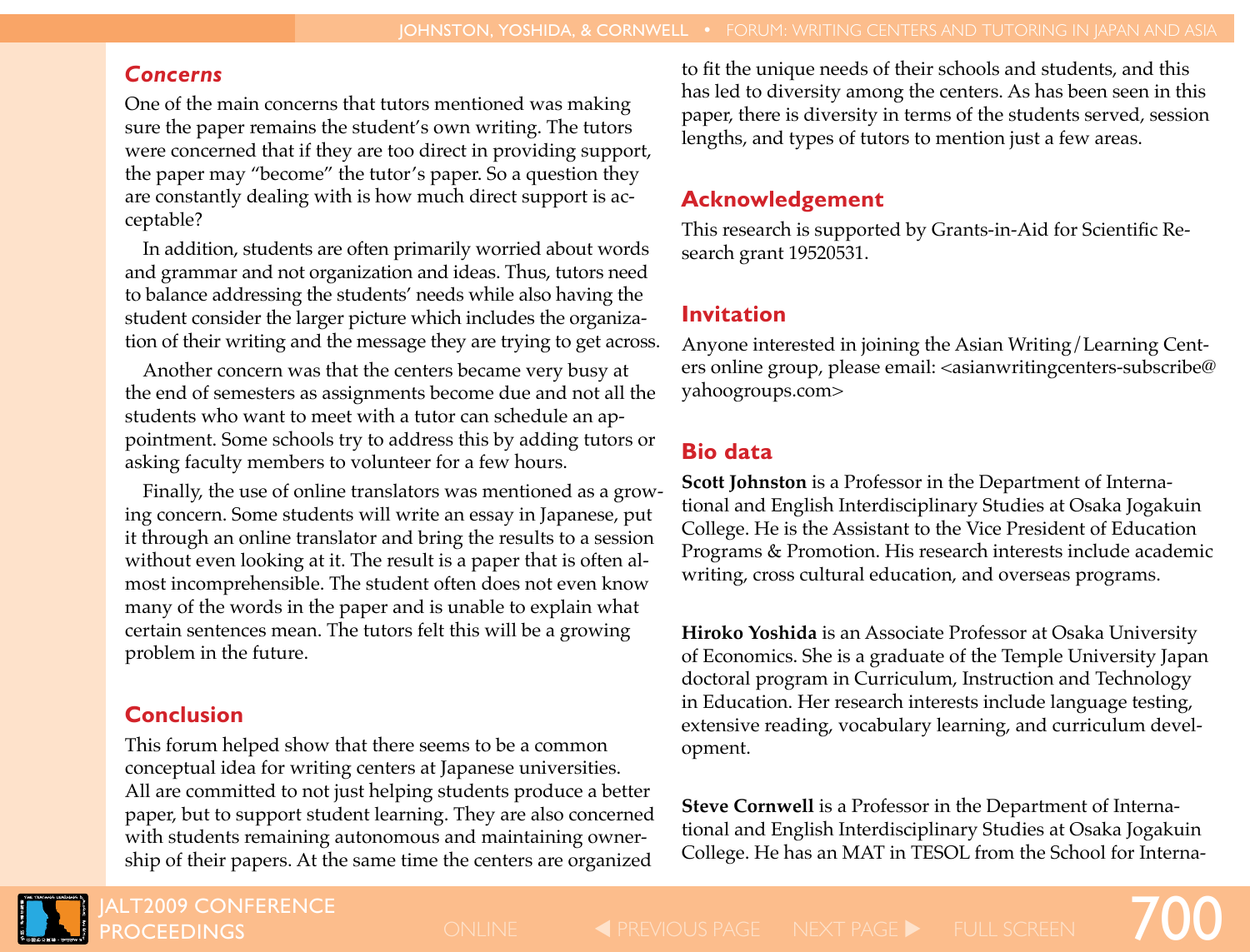### *Concerns*

One of the main concerns that tutors mentioned was making sure the paper remains the student's own writing. The tutors were concerned that if they are too direct in providing support, the paper may "become" the tutor's paper. So a question they are constantly dealing with is how much direct support is acceptable?

In addition, students are often primarily worried about words and grammar and not organization and ideas. Thus, tutors need to balance addressing the students' needs while also having the student consider the larger picture which includes the organization of their writing and the message they are trying to get across.

Another concern was that the centers became very busy at the end of semesters as assignments become due and not all the students who want to meet with a tutor can schedule an appointment. Some schools try to address this by adding tutors or asking faculty members to volunteer for a few hours.

Finally, the use of online translators was mentioned as a growing concern. Some students will write an essay in Japanese, put it through an online translator and bring the results to a session without even looking at it. The result is a paper that is often almost incomprehensible. The student often does not even know many of the words in the paper and is unable to explain what certain sentences mean. The tutors felt this will be a growing problem in the future.

## Conclusion

This forum helped show that there seems to be a common conceptual idea for writing centers at Japanese universities. All are committed to not just helping students produce a better paper, but to support student learning. They are also concerned with students remaining autonomous and maintaining ownership of their papers. At the same time the centers are organized to fit the unique needs of their schools and students, and this has led to diversity among the centers. As has been seen in this paper, there is diversity in terms of the students served, session lengths, and types of tutors to mention just a few areas.

## Acknowledgement

This research is supported by Grants-in-Aid for Scientific Research grant 19520531.

## Invitation

Anyone interested in joining the Asian Writing/Learning Centers online group, please email: <asianwritingcenters-subscribe@yahoogroups.com>

## Bio data

**Scott Johnston** is a Professor in the Department of International and English Interdisciplinary Studies at Osaka Jogakuin College. He is the Assistant to the Vice President of Education Programs & Promotion. His research interests include academic writing, cross cultural education, and overseas programs.

**Hiroko Yoshida** is an Associate Professor at Osaka University of Economics. She is a graduate of the Temple University Japan doctoral program in Curriculum, Instruction and Technology in Education. Her research interests include language testing, extensive reading, vocabulary learning, and curriculum development.

**Steve Cornwell** is a Professor in the Department of International and English Interdisciplinary Studies at Osaka Jogakuin College. He has an MAT in TESOL from the School for Interna-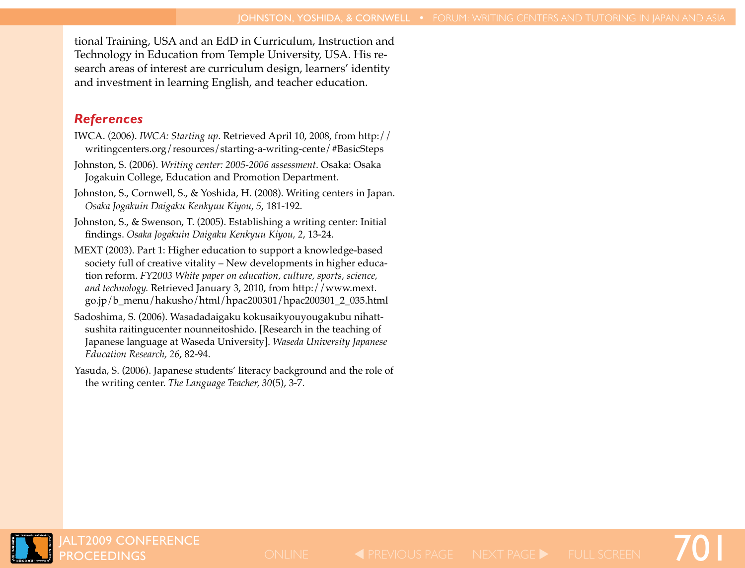tional Training, USA and an EdD in Curriculum, Instruction and Technology in Education from Temple University, USA. His research areas of interest are curriculum design, learners' identity and investment in learning English, and teacher education.

## References

IWCA. (2006). *IWCA: Starting up*. Retrieved April 10, 2008, from http://writingcenters.org/resources/starting-a-writing-cente/#BasicSteps

Johnston, S. (2006). *Writing center: 2005-2006 assessment*. Osaka: Osaka Jogakuin College, Education and Promotion Department.

Johnston, S., Cornwell, S., & Yoshida, H. (2008). Writing centers in Japan. *Osaka Jogakuin Daigaku Kenkyuu Kiyou, 5*, 181-192.

Johnston, S., & Swenson, T. (2005). Establishing a writing center: Initial findings. *Osaka Jogakuin Daigaku Kenkyuu Kiyou, 2*, 13-24.

MEXT (2003). Part 1: Higher education to support a knowledge-based society full of creative vitality – New developments in higher education reform. *FY2003 White paper on education, culture, sports, science, and technology.* Retrieved January 3, 2010, from http://www.mext.go.jp/b_menu/hakusho/html/hpac200301/hpac200301_2_035.html

Sadoshima, S. (2006). Wasadadaigaku kokusaikyouyougakubu nihattsushita raitingucenter nounneitoshido. [Research in the teaching of Japanese language at Waseda University]. *Waseda University Japanese Education Research, 26*, 82-94.

Yasuda, S. (2006). Japanese students' literacy background and the role of the writing center. *The Language Teacher, 30*(5), 3-7.